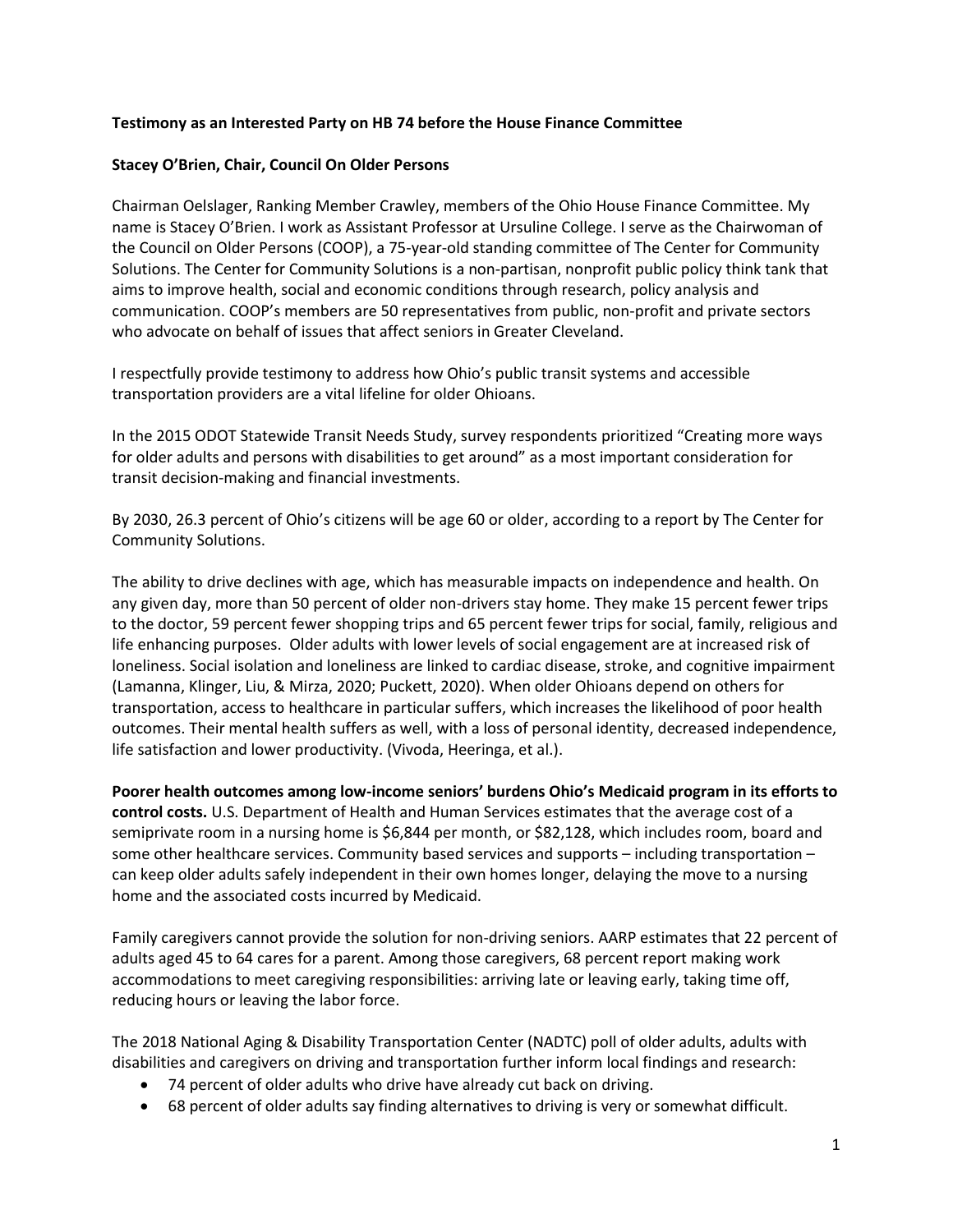**Testimony as an Interested Party on HB 74 before the House Finance Committee**

**Stacey O'Brien, Chair, Council On Older Persons**

Chairman Oelslager, Ranking Member Crawley, members of the Ohio House Finance Committee. My name is Stacey O'Brien. I work as Assistant Professor at Ursuline College. I serve as the Chairwoman of the Council on Older Persons (COOP), a 75-year-old standing committee of The Center for Community Solutions. The Center for Community Solutions is a non-partisan, nonprofit public policy think tank that aims to improve health, social and economic conditions through research, policy analysis and communication. COOP's members are 50 representatives from public, non-profit and private sectors who advocate on behalf of issues that affect seniors in Greater Cleveland.

I respectfully provide testimony to address how Ohio's public transit systems and accessible transportation providers are a vital lifeline for older Ohioans.

In the 2015 ODOT Statewide Transit Needs Study, survey respondents prioritized "Creating more ways for older adults and persons with disabilities to get around" as a most important consideration for transit decision-making and financial investments.

By 2030, 26.3 percent of Ohio's citizens will be age 60 or older, according to a report by The Center for Community Solutions.

The ability to drive declines with age, which has measurable impacts on independence and health. On any given day, more than 50 percent of older non-drivers stay home. They make 15 percent fewer trips to the doctor, 59 percent fewer shopping trips and 65 percent fewer trips for social, family, religious and life enhancing purposes. Older adults with lower levels of social engagement are at increased risk of loneliness. Social isolation and loneliness are linked to cardiac disease, stroke, and cognitive impairment (Lamanna, Klinger, Liu, & Mirza, 2020; Puckett, 2020). When older Ohioans depend on others for transportation, access to healthcare in particular suffers, which increases the likelihood of poor health outcomes. Their mental health suffers as well, with a loss of personal identity, decreased independence, life satisfaction and lower productivity. (Vivoda, Heeringa, et al.).

**Poorer health outcomes among low-income seniors' burdens Ohio's Medicaid program in its efforts to control costs.** U.S. Department of Health and Human Services estimates that the average cost of a semiprivate room in a nursing home is $6,844 per month, or $82,128, which includes room, board and some other healthcare services. Community based services and supports – including transportation – can keep older adults safely independent in their own homes longer, delaying the move to a nursing home and the associated costs incurred by Medicaid.

Family caregivers cannot provide the solution for non-driving seniors. AARP estimates that 22 percent of adults aged 45 to 64 cares for a parent. Among those caregivers, 68 percent report making work accommodations to meet caregiving responsibilities: arriving late or leaving early, taking time off, reducing hours or leaving the labor force.

The 2018 National Aging & Disability Transportation Center (NADTC) poll of older adults, adults with disabilities and caregivers on driving and transportation further inform local findings and research:

- 74 percent of older adults who drive have already cut back on driving.
- 68 percent of older adults say finding alternatives to driving is very or somewhat difficult.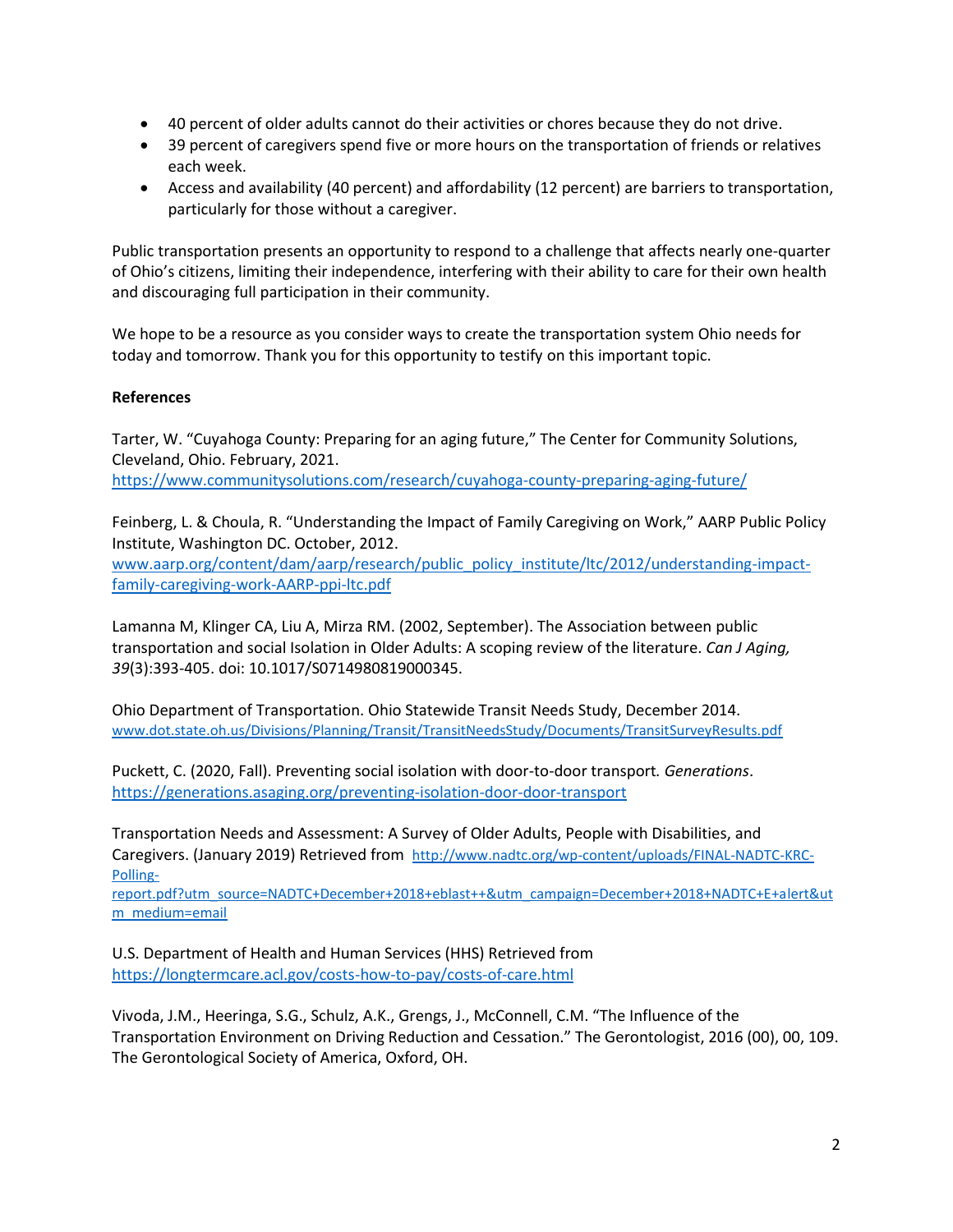- 40 percent of older adults cannot do their activities or chores because they do not drive.
- 39 percent of caregivers spend five or more hours on the transportation of friends or relatives each week.
- Access and availability (40 percent) and affordability (12 percent) are barriers to transportation, particularly for those without a caregiver.

Public transportation presents an opportunity to respond to a challenge that affects nearly one-quarter of Ohio's citizens, limiting their independence, interfering with their ability to care for their own health and discouraging full participation in their community.

We hope to be a resource as you consider ways to create the transportation system Ohio needs for today and tomorrow. Thank you for this opportunity to testify on this important topic.

**References**

Tarter, W. "Cuyahoga County: Preparing for an aging future," The Center for Community Solutions, Cleveland, Ohio. February, 2021.
https://www.communitysolutions.com/research/cuyahoga-county-preparing-aging-future/

Feinberg, L. & Choula, R. "Understanding the Impact of Family Caregiving on Work," AARP Public Policy Institute, Washington DC. October, 2012.
www.aarp.org/content/dam/aarp/research/public_policy_institute/ltc/2012/understanding-impact-family-caregiving-work-AARP-ppi-ltc.pdf

Lamanna M, Klinger CA, Liu A, Mirza RM. (2002, September). The Association between public transportation and social Isolation in Older Adults: A scoping review of the literature. *Can J Aging, 39*(3):393-405. doi: 10.1017/S0714980819000345.

Ohio Department of Transportation. Ohio Statewide Transit Needs Study, December 2014.
www.dot.state.oh.us/Divisions/Planning/Transit/TransitNeedsStudy/Documents/TransitSurveyResults.pdf

Puckett, C. (2020, Fall). Preventing social isolation with door-to-door transport. *Generations*.
https://generations.asaging.org/preventing-isolation-door-door-transport

Transportation Needs and Assessment: A Survey of Older Adults, People with Disabilities, and Caregivers. (January 2019) Retrieved from http://www.nadtc.org/wp-content/uploads/FINAL-NADTC-KRC-Polling-report.pdf?utm_source=NADTC+December+2018+eblast++&utm_campaign=December+2018+NADTC+E+alert&utm_medium=email

U.S. Department of Health and Human Services (HHS) Retrieved from
https://longtermcare.acl.gov/costs-how-to-pay/costs-of-care.html

Vivoda, J.M., Heeringa, S.G., Schulz, A.K., Grengs, J., McConnell, C.M. "The Influence of the Transportation Environment on Driving Reduction and Cessation." The Gerontologist, 2016 (00), 00, 109. The Gerontological Society of America, Oxford, OH.